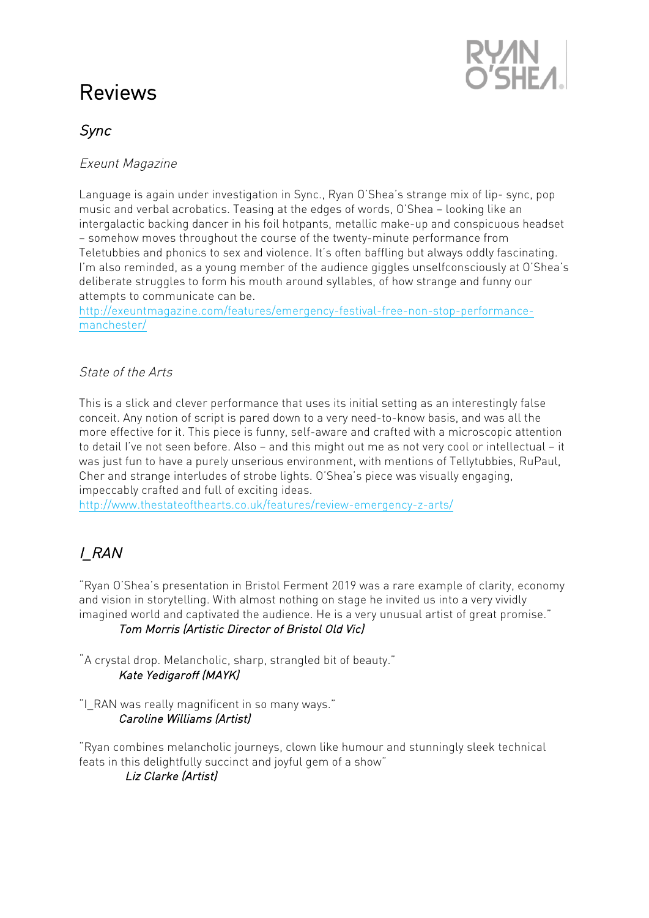# Reviews

## *Sync*

*Exeunt Magazine*

Language is again under investigation in Sync., Ryan O'Shea's strange mix of lip- sync, pop music and verbal acrobatics. Teasing at the edges of words, O'Shea – looking like an intergalactic backing dancer in his foil hotpants, metallic make-up and conspicuous headset – somehow moves throughout the course of the twenty-minute performance from Teletubbies and phonics to sex and violence. It's often baffling but always oddly fascinating. I'm also reminded, as a young member of the audience giggles unselfconsciously at O'Shea's deliberate struggles to form his mouth around syllables, of how strange and funny our attempts to communicate can be.
http://exeuntmagazine.com/features/emergency-festival-free-non-stop-performance-manchester/

*State of the Arts*

This is a slick and clever performance that uses its initial setting as an interestingly false conceit. Any notion of script is pared down to a very need-to-know basis, and was all the more effective for it. This piece is funny, self-aware and crafted with a microscopic attention to detail I've not seen before. Also – and this might out me as not very cool or intellectual – it was just fun to have a purely unserious environment, with mentions of Tellytubbies, RuPaul, Cher and strange interludes of strobe lights. O'Shea's piece was visually engaging, impeccably crafted and full of exciting ideas.
http://www.thestateofthearts.co.uk/features/review-emergency-z-arts/

## *I_RAN*

"Ryan O'Shea's presentation in Bristol Ferment 2019 was a rare example of clarity, economy and vision in storytelling. With almost nothing on stage he invited us into a very vividly imagined world and captivated the audience. He is a very unusual artist of great promise."
*Tom Morris (Artistic Director of Bristol Old Vic)*

"A crystal drop. Melancholic, sharp, strangled bit of beauty."
*Kate Yedigaroff (MAYK)*

"I_RAN was really magnificent in so many ways."
*Caroline Williams (Artist)*

"Ryan combines melancholic journeys, clown like humour and stunningly sleek technical feats in this delightfully succinct and joyful gem of a show"
*Liz Clarke (Artist)*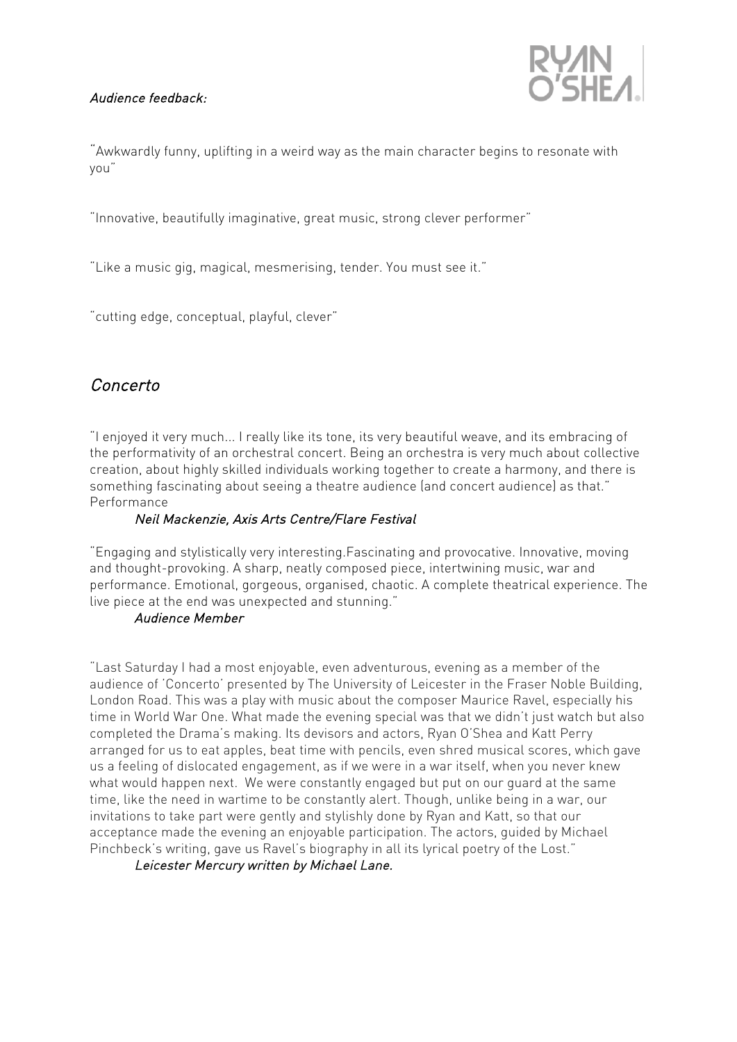*Audience feedback:*

"Awkwardly funny, uplifting in a weird way as the main character begins to resonate with you"

"Innovative, beautifully imaginative, great music, strong clever performer"

"Like a music gig, magical, mesmerising, tender. You must see it."

"cutting edge, conceptual, playful, clever"

## *Concerto*

"I enjoyed it very much... I really like its tone, its very beautiful weave, and its embracing of the performativity of an orchestral concert. Being an orchestra is very much about collective creation, about highly skilled individuals working together to create a harmony, and there is something fascinating about seeing a theatre audience (and concert audience) as that." Performance

*Neil Mackenzie, Axis Arts Centre/Flare Festival*

"Engaging and stylistically very interesting.Fascinating and provocative. Innovative, moving and thought-provoking. A sharp, neatly composed piece, intertwining music, war and performance. Emotional, gorgeous, organised, chaotic. A complete theatrical experience. The live piece at the end was unexpected and stunning."

*Audience Member*

"Last Saturday I had a most enjoyable, even adventurous, evening as a member of the audience of 'Concerto' presented by The University of Leicester in the Fraser Noble Building, London Road. This was a play with music about the composer Maurice Ravel, especially his time in World War One. What made the evening special was that we didn't just watch but also completed the Drama's making. Its devisors and actors, Ryan O'Shea and Katt Perry arranged for us to eat apples, beat time with pencils, even shred musical scores, which gave us a feeling of dislocated engagement, as if we were in a war itself, when you never knew what would happen next. We were constantly engaged but put on our guard at the same time, like the need in wartime to be constantly alert. Though, unlike being in a war, our invitations to take part were gently and stylishly done by Ryan and Katt, so that our acceptance made the evening an enjoyable participation. The actors, guided by Michael Pinchbeck's writing, gave us Ravel's biography in all its lyrical poetry of the Lost."

*Leicester Mercury written by Michael Lane.*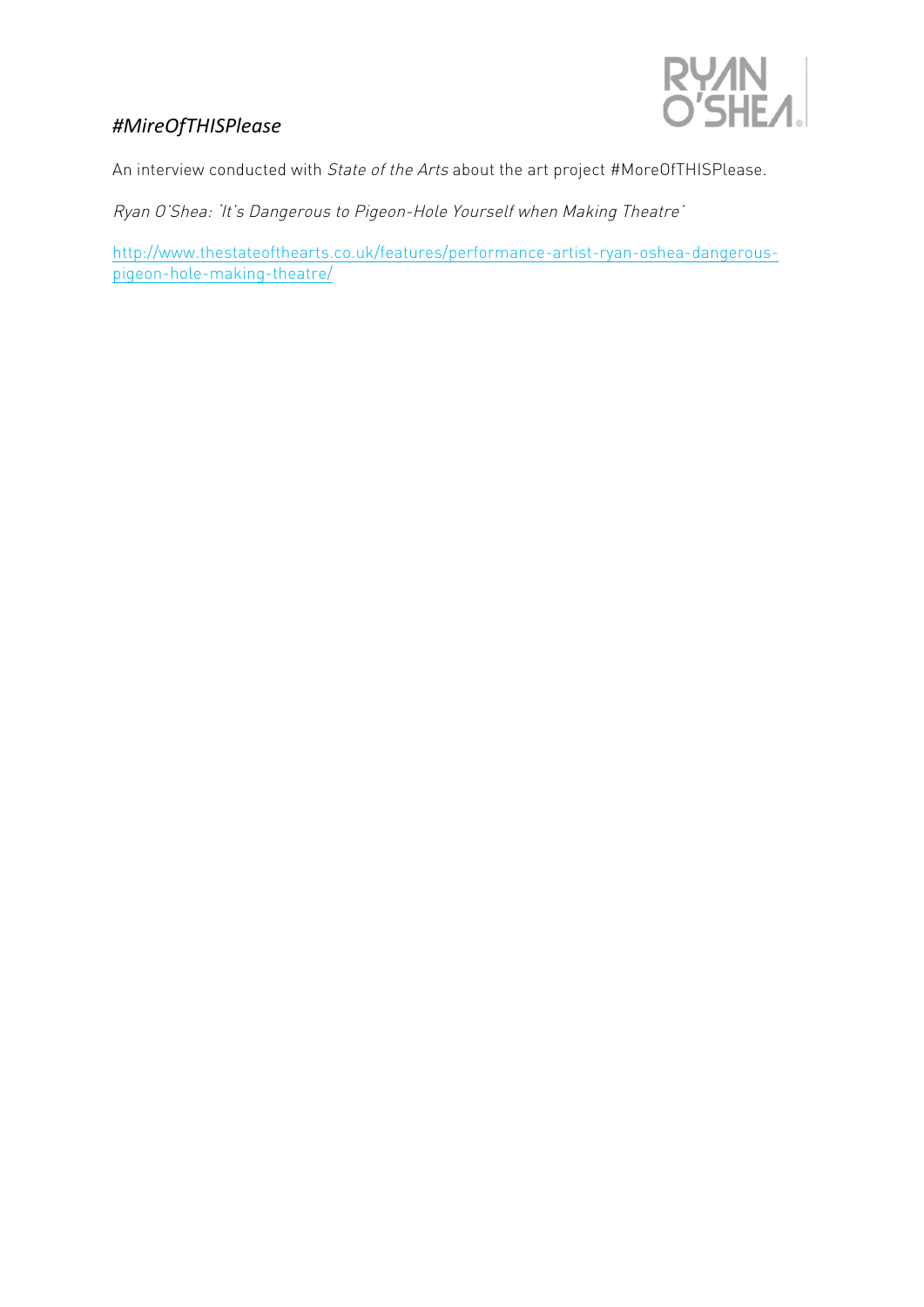## *#MireOfTHISPlease*

An interview conducted with *State of the Arts* about the art project #MoreOfTHISPlease.

*Ryan O'Shea: 'It's Dangerous to Pigeon-Hole Yourself when Making Theatre'*

http://www.thestateofthearts.co.uk/features/performance-artist-ryan-oshea-dangerous-pigeon-hole-making-theatre/